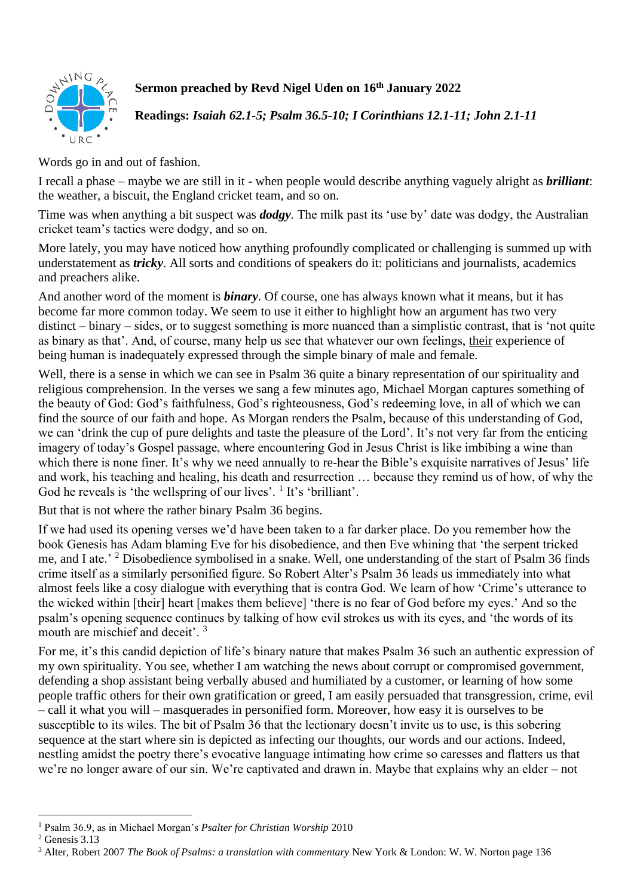**Sermon preached by Revd Nigel Uden on 16th January 2022**

**Readings:** ***Isaiah 62.1-5; Psalm 36.5-10; I Corinthians 12.1-11; John 2.1-11***

Words go in and out of fashion.

I recall a phase – maybe we are still in it - when people would describe anything vaguely alright as ***brilliant***: the weather, a biscuit, the England cricket team, and so on.

Time was when anything a bit suspect was ***dodgy***. The milk past its 'use by' date was dodgy, the Australian cricket team's tactics were dodgy, and so on.

More lately, you may have noticed how anything profoundly complicated or challenging is summed up with understatement as ***tricky***. All sorts and conditions of speakers do it: politicians and journalists, academics and preachers alike.

And another word of the moment is ***binary***. Of course, one has always known what it means, but it has become far more common today. We seem to use it either to highlight how an argument has two very distinct – binary – sides, or to suggest something is more nuanced than a simplistic contrast, that is 'not quite as binary as that'. And, of course, many help us see that whatever our own feelings, their experience of being human is inadequately expressed through the simple binary of male and female.

Well, there is a sense in which we can see in Psalm 36 quite a binary representation of our spirituality and religious comprehension. In the verses we sang a few minutes ago, Michael Morgan captures something of the beauty of God: God's faithfulness, God's righteousness, God's redeeming love, in all of which we can find the source of our faith and hope. As Morgan renders the Psalm, because of this understanding of God, we can 'drink the cup of pure delights and taste the pleasure of the Lord'. It's not very far from the enticing imagery of today's Gospel passage, where encountering God in Jesus Christ is like imbibing a wine than which there is none finer. It's why we need annually to re-hear the Bible's exquisite narratives of Jesus' life and work, his teaching and healing, his death and resurrection … because they remind us of how, of why the God he reveals is 'the wellspring of our lives'. [1] It's 'brilliant'.

But that is not where the rather binary Psalm 36 begins.

If we had used its opening verses we'd have been taken to a far darker place. Do you remember how the book Genesis has Adam blaming Eve for his disobedience, and then Eve whining that 'the serpent tricked me, and I ate.' [2] Disobedience symbolised in a snake. Well, one understanding of the start of Psalm 36 finds crime itself as a similarly personified figure. So Robert Alter's Psalm 36 leads us immediately into what almost feels like a cosy dialogue with everything that is contra God. We learn of how 'Crime's utterance to the wicked within [their] heart [makes them believe] 'there is no fear of God before my eyes.' And so the psalm's opening sequence continues by talking of how evil strokes us with its eyes, and 'the words of its mouth are mischief and deceit'. [3]

For me, it's this candid depiction of life's binary nature that makes Psalm 36 such an authentic expression of my own spirituality. You see, whether I am watching the news about corrupt or compromised government, defending a shop assistant being verbally abused and humiliated by a customer, or learning of how some people traffic others for their own gratification or greed, I am easily persuaded that transgression, crime, evil – call it what you will – masquerades in personified form. Moreover, how easy it is ourselves to be susceptible to its wiles. The bit of Psalm 36 that the lectionary doesn't invite us to use, is this sobering sequence at the start where sin is depicted as infecting our thoughts, our words and our actions. Indeed, nestling amidst the poetry there's evocative language intimating how crime so caresses and flatters us that we're no longer aware of our sin. We're captivated and drawn in. Maybe that explains why an elder – not

---

[1] Psalm 36.9, as in Michael Morgan's *Psalter for Christian Worship* 2010

[2] Genesis 3.13

[3] Alter, Robert 2007 *The Book of Psalms: a translation with commentary* New York & London: W. W. Norton page 136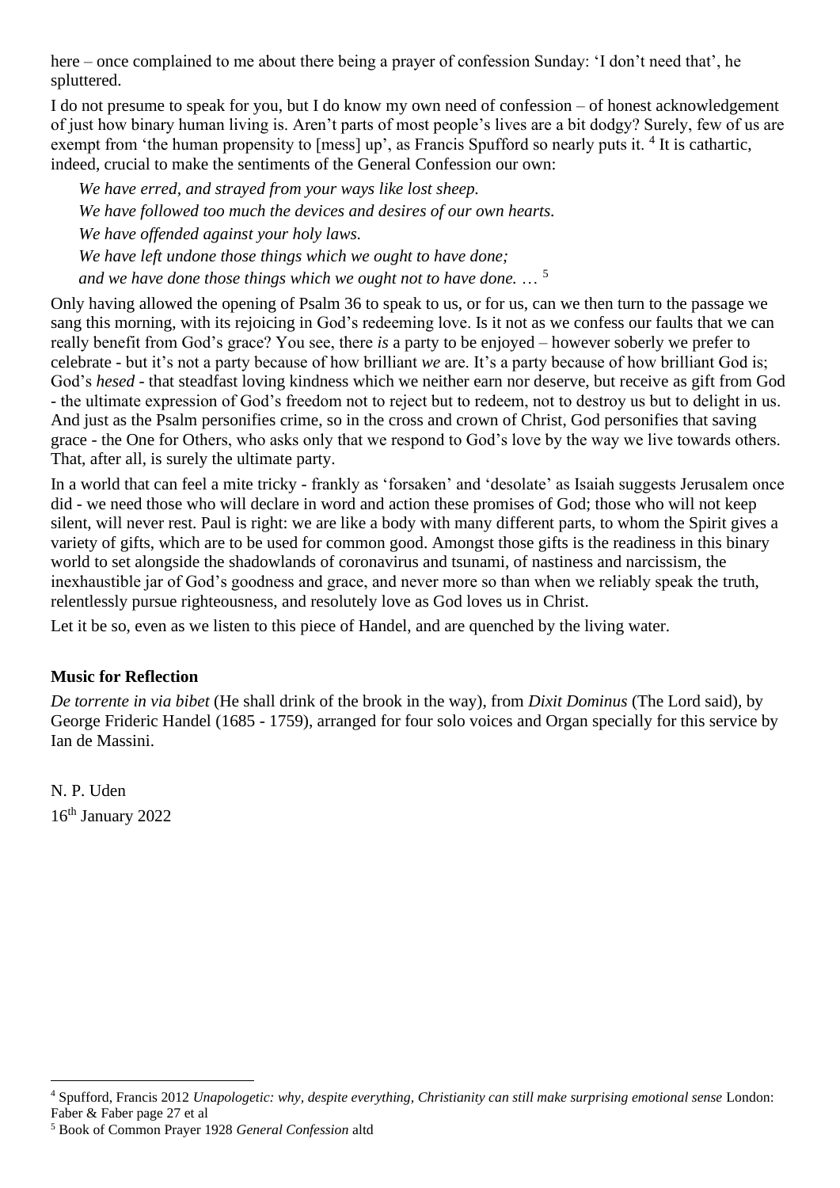here – once complained to me about there being a prayer of confession Sunday: 'I don't need that', he spluttered.

I do not presume to speak for you, but I do know my own need of confession – of honest acknowledgement of just how binary human living is. Aren't parts of most people's lives are a bit dodgy? Surely, few of us are exempt from 'the human propensity to [mess] up', as Francis Spufford so nearly puts it. [4] It is cathartic, indeed, crucial to make the sentiments of the General Confession our own:

> *We have erred, and strayed from your ways like lost sheep.*
> *We have followed too much the devices and desires of our own hearts.*
> *We have offended against your holy laws.*
> *We have left undone those things which we ought to have done;*
> *and we have done those things which we ought not to have done.* … [5]

Only having allowed the opening of Psalm 36 to speak to us, or for us, can we then turn to the passage we sang this morning, with its rejoicing in God's redeeming love. Is it not as we confess our faults that we can really benefit from God's grace? You see, there *is* a party to be enjoyed – however soberly we prefer to celebrate - but it's not a party because of how brilliant *we* are. It's a party because of how brilliant God is; God's *hesed* - that steadfast loving kindness which we neither earn nor deserve, but receive as gift from God - the ultimate expression of God's freedom not to reject but to redeem, not to destroy us but to delight in us. And just as the Psalm personifies crime, so in the cross and crown of Christ, God personifies that saving grace - the One for Others, who asks only that we respond to God's love by the way we live towards others. That, after all, is surely the ultimate party.

In a world that can feel a mite tricky - frankly as 'forsaken' and 'desolate' as Isaiah suggests Jerusalem once did - we need those who will declare in word and action these promises of God; those who will not keep silent, will never rest. Paul is right: we are like a body with many different parts, to whom the Spirit gives a variety of gifts, which are to be used for common good. Amongst those gifts is the readiness in this binary world to set alongside the shadowlands of coronavirus and tsunami, of nastiness and narcissism, the inexhaustible jar of God's goodness and grace, and never more so than when we reliably speak the truth, relentlessly pursue righteousness, and resolutely love as God loves us in Christ.

Let it be so, even as we listen to this piece of Handel, and are quenched by the living water.

**Music for Reflection**

*De torrente in via bibet* (He shall drink of the brook in the way), from *Dixit Dominus* (The Lord said), by George Frideric Handel (1685 - 1759), arranged for four solo voices and Organ specially for this service by Ian de Massini.

N. P. Uden
16th January 2022

---

[4] Spufford, Francis 2012 *Unapologetic: why, despite everything, Christianity can still make surprising emotional sense* London: Faber & Faber page 27 et al

[5] Book of Common Prayer 1928 *General Confession* altd